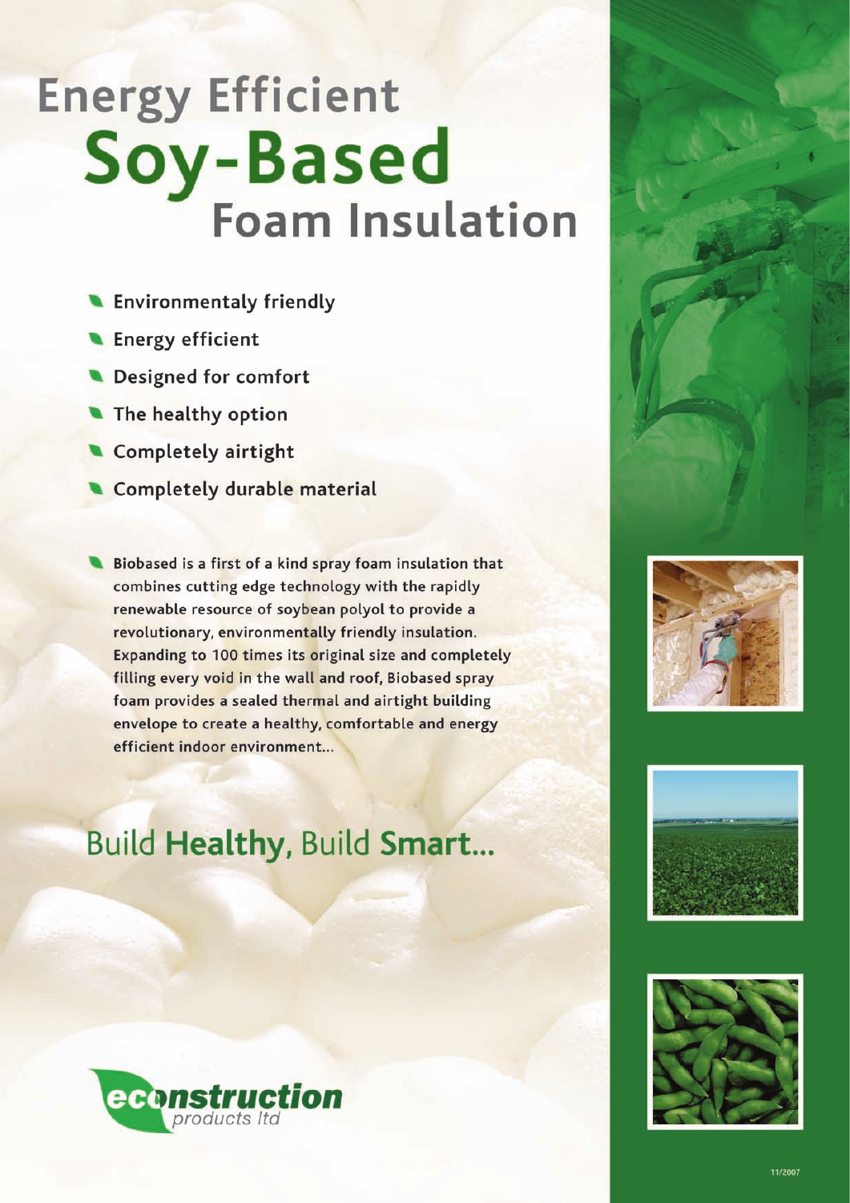# Energy Efficient Soy-Based Foam Insulation

- Environmentaly friendly
- Energy efficient
- Designed for comfort
- The healthy option
- Completely airtight
- Completely durable material

**Biobased is a first of a kind spray foam insulation that combines cutting edge technology with the rapidly renewable resource of soybean polyol to provide a revolutionary, environmentally friendly insulation. Expanding to 100 times its original size and completely filling every void in the wall and roof, Biobased spray foam provides a sealed thermal and airtight building envelope to create a healthy, comfortable and energy efficient indoor environment...**

## Build **Healthy**, Build **Smart...**

econstruction products ltd

11/2007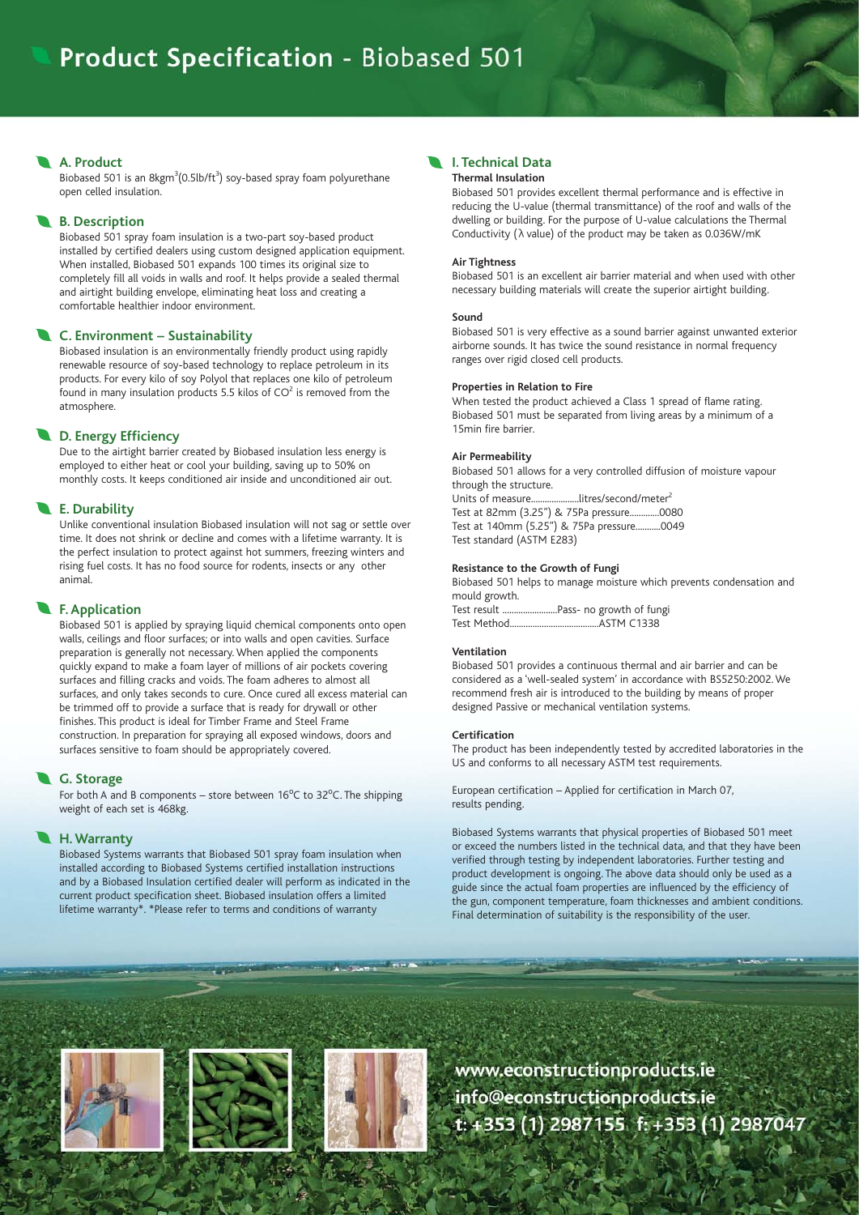# Product Specification - Biobased 501

## A. Product

Biobased 501 is an 8kgm$^3$(0.5lb/ft$^3$) soy-based spray foam polyurethane open celled insulation.

## B. Description

Biobased 501 spray foam insulation is a two-part soy-based product installed by certified dealers using custom designed application equipment. When installed, Biobased 501 expands 100 times its original size to completely fill all voids in walls and roof. It helps provide a sealed thermal and airtight building envelope, eliminating heat loss and creating a comfortable healthier indoor environment.

## C. Environment – Sustainability

Biobased insulation is an environmentally friendly product using rapidly renewable resource of soy-based technology to replace petroleum in its products. For every kilo of soy Polyol that replaces one kilo of petroleum found in many insulation products 5.5 kilos of $CO^2$ is removed from the atmosphere.

## D. Energy Efficiency

Due to the airtight barrier created by Biobased insulation less energy is employed to either heat or cool your building, saving up to 50% on monthly costs. It keeps conditioned air inside and unconditioned air out.

## E. Durability

Unlike conventional insulation Biobased insulation will not sag or settle over time. It does not shrink or decline and comes with a lifetime warranty. It is the perfect insulation to protect against hot summers, freezing winters and rising fuel costs. It has no food source for rodents, insects or any other animal.

## F. Application

Biobased 501 is applied by spraying liquid chemical components onto open walls, ceilings and floor surfaces; or into walls and open cavities. Surface preparation is generally not necessary. When applied the components quickly expand to make a foam layer of millions of air pockets covering surfaces and filling cracks and voids. The foam adheres to almost all surfaces, and only takes seconds to cure. Once cured all excess material can be trimmed off to provide a surface that is ready for drywall or other finishes. This product is ideal for Timber Frame and Steel Frame construction. In preparation for spraying all exposed windows, doors and surfaces sensitive to foam should be appropriately covered.

## G. Storage

For both A and B components – store between 16°C to 32°C. The shipping weight of each set is 468kg.

## H. Warranty

Biobased Systems warrants that Biobased 501 spray foam insulation when installed according to Biobased Systems certified installation instructions and by a Biobased Insulation certified dealer will perform as indicated in the current product specification sheet. Biobased insulation offers a limited lifetime warranty*. *Please refer to terms and conditions of warranty

## I. Technical Data

### Thermal Insulation

Biobased 501 provides excellent thermal performance and is effective in reducing the U-value (thermal transmittance) of the roof and walls of the dwelling or building. For the purpose of U-value calculations the Thermal Conductivity ($\lambda$ value) of the product may be taken as 0.036W/mK

### Air Tightness

Biobased 501 is an excellent air barrier material and when used with other necessary building materials will create the superior airtight building.

### Sound

Biobased 501 is very effective as a sound barrier against unwanted exterior airborne sounds. It has twice the sound resistance in normal frequency ranges over rigid closed cell products.

### Properties in Relation to Fire

When tested the product achieved a Class 1 spread of flame rating. Biobased 501 must be separated from living areas by a minimum of a 15min fire barrier.

### Air Permeability

Biobased 501 allows for a very controlled diffusion of moisture vapour through the structure.

Units of measure.....................litres/second/meter$^2$
Test at 82mm (3.25") & 75Pa pressure.............0080
Test at 140mm (5.25") & 75Pa pressure...........0049
Test standard (ASTM E283)

### Resistance to the Growth of Fungi

Biobased 501 helps to manage moisture which prevents condensation and mould growth.

Test result ........................Pass- no growth of fungi
Test Method.......................................ASTM C1338

### Ventilation

Biobased 501 provides a continuous thermal and air barrier and can be considered as a 'well-sealed system' in accordance with BS5250:2002. We recommend fresh air is introduced to the building by means of proper designed Passive or mechanical ventilation systems.

### Certification

The product has been independently tested by accredited laboratories in the US and conforms to all necessary ASTM test requirements.

European certification – Applied for certification in March 07, results pending.

Biobased Systems warrants that physical properties of Biobased 501 meet or exceed the numbers listed in the technical data, and that they have been verified through testing by independent laboratories. Further testing and product development is ongoing. The above data should only be used as a guide since the actual foam properties are influenced by the efficiency of the gun, component temperature, foam thicknesses and ambient conditions. Final determination of suitability is the responsibility of the user.

www.econstructionproducts.ie
info@econstructionproducts.ie
t: +353 (1) 2987155 f: +353 (1) 2987047